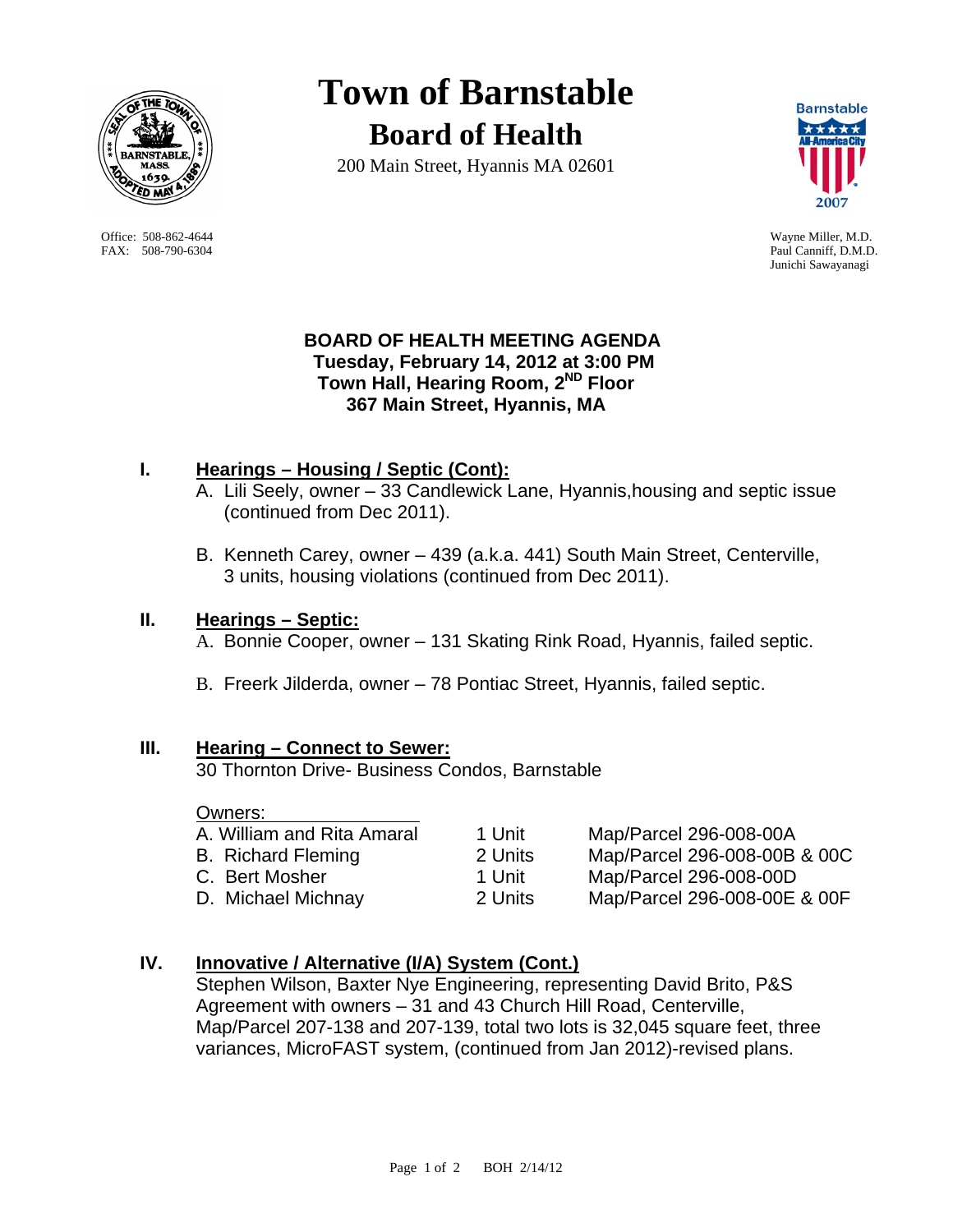# Town of Barnstable

## Board of Health

200 Main Street, Hyannis MA 02601

Office: 508-862-4644
FAX: 508-790-6304

Wayne Miller, M.D.
Paul Canniff, D.M.D.
Junichi Sawayanagi

**BOARD OF HEALTH MEETING AGENDA**
**Tuesday, February 14, 2012 at 3:00 PM**
**Town Hall, Hearing Room, 2ND Floor**
**367 Main Street, Hyannis, MA**

## I. Hearings – Housing / Septic (Cont):

A. Lili Seely, owner – 33 Candlewick Lane, Hyannis,housing and septic issue (continued from Dec 2011).

B. Kenneth Carey, owner – 439 (a.k.a. 441) South Main Street, Centerville, 3 units, housing violations (continued from Dec 2011).

## II. Hearings – Septic:

A. Bonnie Cooper, owner – 131 Skating Rink Road, Hyannis, failed septic.

B. Freerk Jilderda, owner – 78 Pontiac Street, Hyannis, failed septic.

## III. Hearing – Connect to Sewer:

30 Thornton Drive- Business Condos, Barnstable

| Owners: | | |
|---|---|---|
| A. William and Rita Amaral | 1 Unit | Map/Parcel 296-008-00A |
| B. Richard Fleming | 2 Units | Map/Parcel 296-008-00B & 00C |
| C. Bert Mosher | 1 Unit | Map/Parcel 296-008-00D |
| D. Michael Michnay | 2 Units | Map/Parcel 296-008-00E & 00F |

## IV. Innovative / Alternative (I/A) System (Cont.)

Stephen Wilson, Baxter Nye Engineering, representing David Brito, P&S Agreement with owners – 31 and 43 Church Hill Road, Centerville, Map/Parcel 207-138 and 207-139, total two lots is 32,045 square feet, three variances, MicroFAST system, (continued from Jan 2012)-revised plans.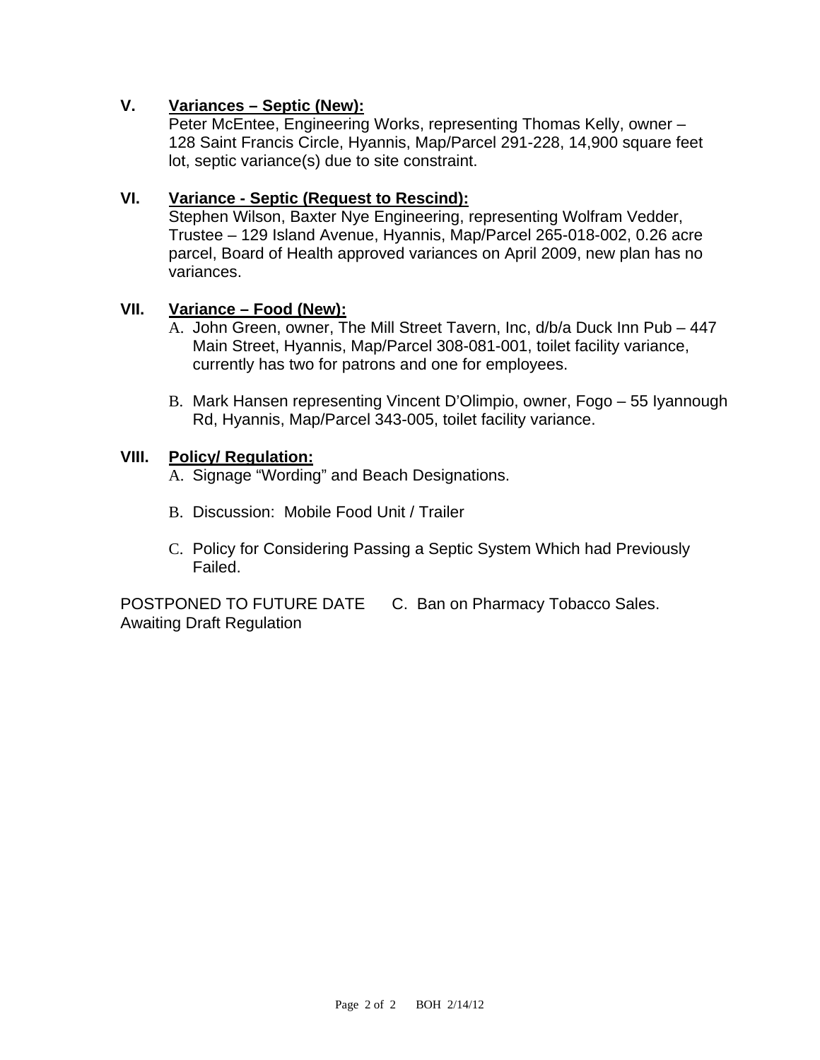**V. Variances – Septic (New):**

Peter McEntee, Engineering Works, representing Thomas Kelly, owner – 128 Saint Francis Circle, Hyannis, Map/Parcel 291-228, 14,900 square feet lot, septic variance(s) due to site constraint.

**VI. Variance - Septic (Request to Rescind):**

Stephen Wilson, Baxter Nye Engineering, representing Wolfram Vedder, Trustee – 129 Island Avenue, Hyannis, Map/Parcel 265-018-002, 0.26 acre parcel, Board of Health approved variances on April 2009, new plan has no variances.

**VII. Variance – Food (New):**

A. John Green, owner, The Mill Street Tavern, Inc, d/b/a Duck Inn Pub – 447 Main Street, Hyannis, Map/Parcel 308-081-001, toilet facility variance, currently has two for patrons and one for employees.

B. Mark Hansen representing Vincent D'Olimpio, owner, Fogo – 55 Iyannough Rd, Hyannis, Map/Parcel 343-005, toilet facility variance.

**VIII. Policy/ Regulation:**

A. Signage "Wording" and Beach Designations.

B. Discussion: Mobile Food Unit / Trailer

C. Policy for Considering Passing a Septic System Which had Previously Failed.

POSTPONED TO FUTURE DATE C. Ban on Pharmacy Tobacco Sales.
Awaiting Draft Regulation